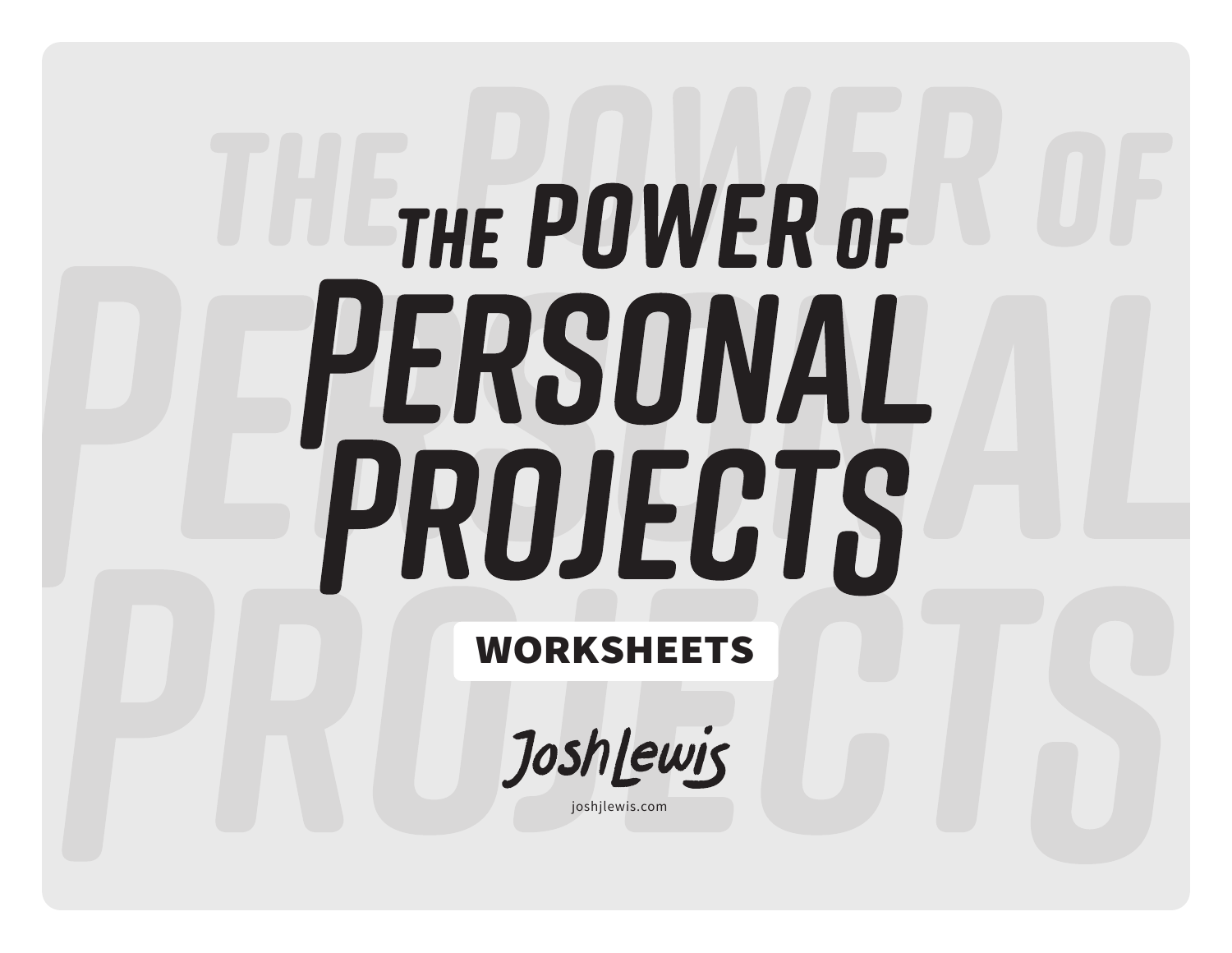# The Power of Personal Projects

**WORKSHEETS**

Josh Lewis

joshjlewis.com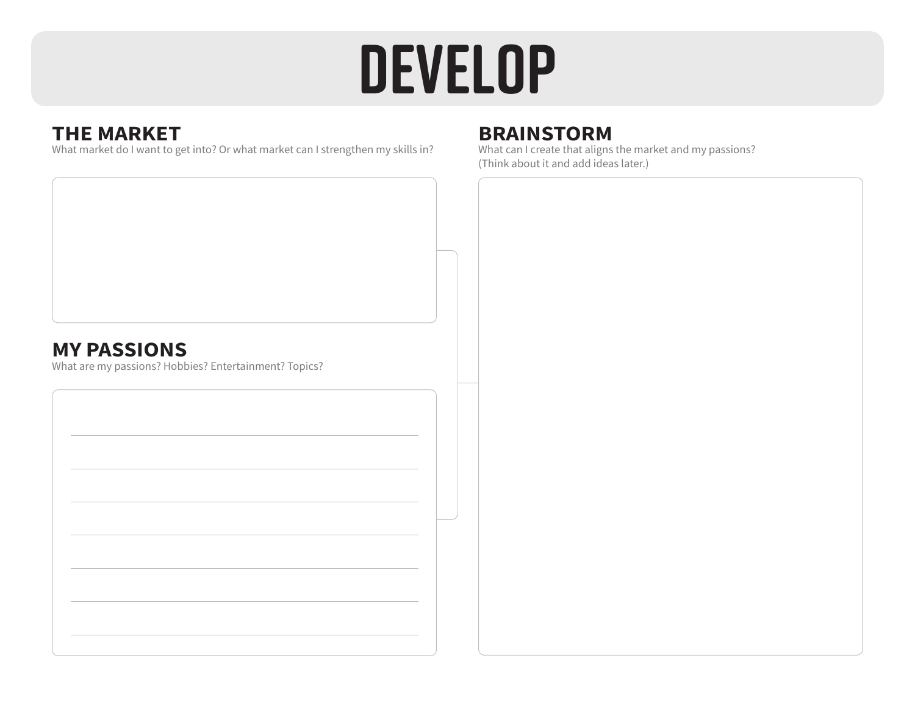# DEVELOP

## THE MARKET

What market do I want to get into? Or what market can I strengthen my skills in?

## MY PASSIONS

What are my passions? Hobbies? Entertainment? Topics?

## BRAINSTORM

What can I create that aligns the market and my passions?
(Think about it and add ideas later.)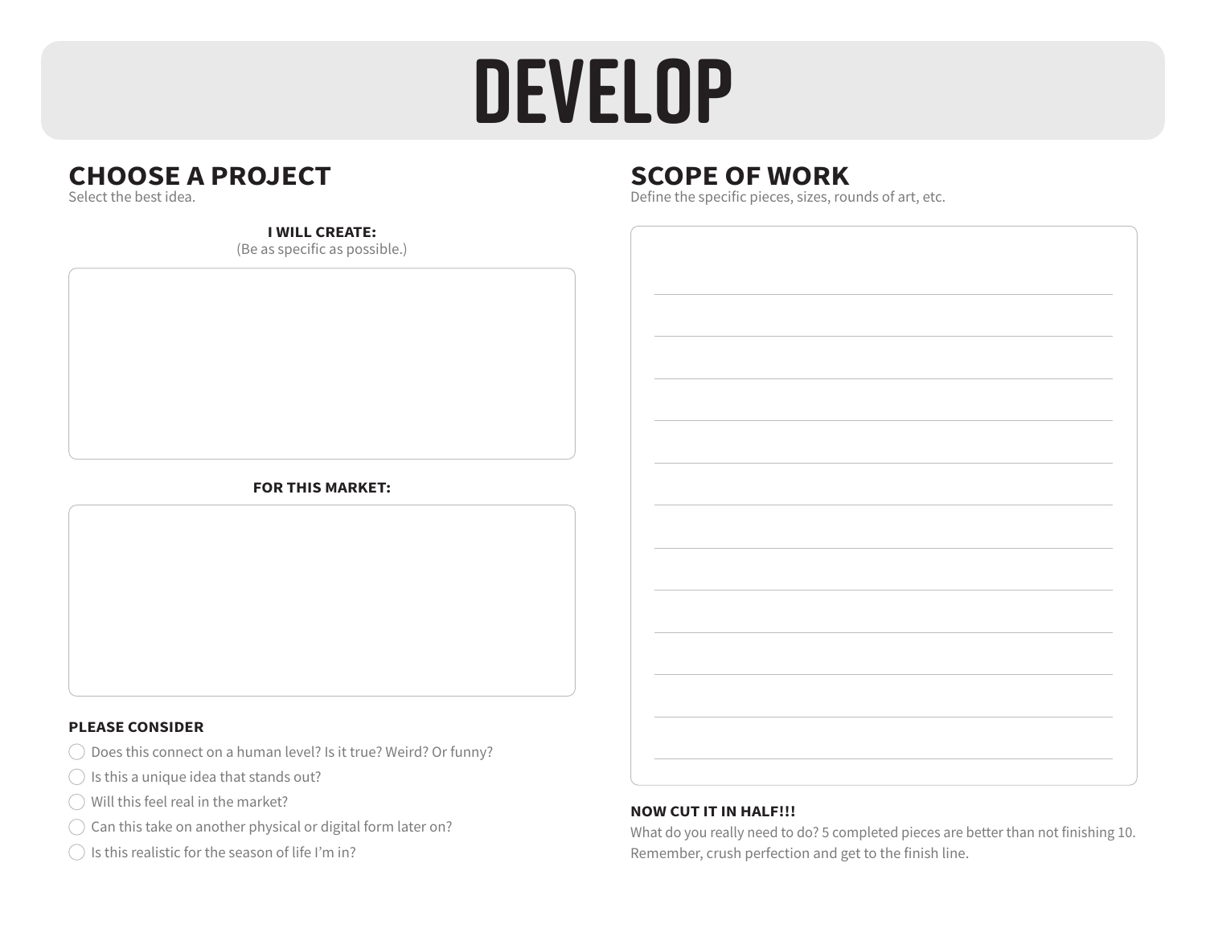# DEVELOP

## CHOOSE A PROJECT

Select the best idea.

**I WILL CREATE:**
(Be as specific as possible.)

**FOR THIS MARKET:**

**PLEASE CONSIDER**

- ◯ Does this connect on a human level? Is it true? Weird? Or funny?
- ◯ Is this a unique idea that stands out?
- ◯ Will this feel real in the market?
- ◯ Can this take on another physical or digital form later on?
- ◯ Is this realistic for the season of life I'm in?

## SCOPE OF WORK

Define the specific pieces, sizes, rounds of art, etc.

**NOW CUT IT IN HALF!!!**

What do you really need to do? 5 completed pieces are better than not finishing 10. Remember, crush perfection and get to the finish line.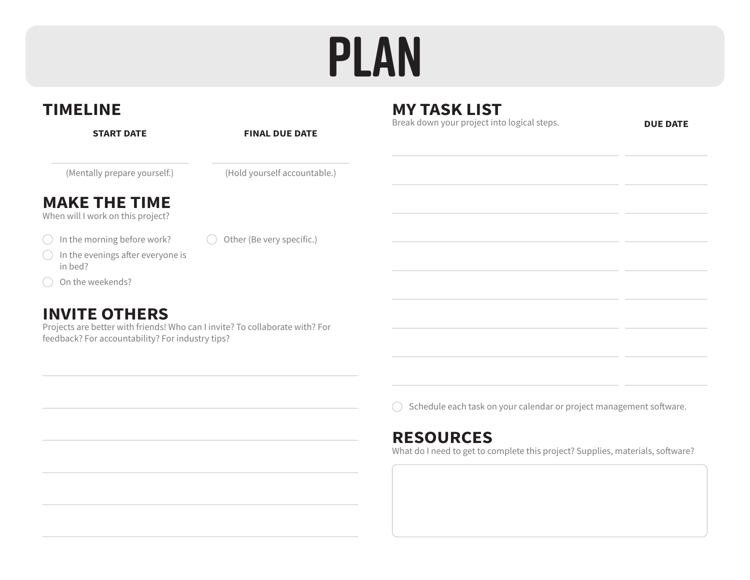# PLAN

## TIMELINE

| START DATE | FINAL DUE DATE |
| --- | --- |
| | |
| (Mentally prepare yourself.) | (Hold yourself accountable.) |

## MAKE THE TIME

When will I work on this project?

- ◯ In the morning before work?
- ◯ In the evenings after everyone is in bed?
- ◯ On the weekends?
- ◯ Other (Be very specific.)

## INVITE OTHERS

Projects are better with friends! Who can I invite? To collaborate with? For feedback? For accountability? For industry tips?

## MY TASK LIST

Break down your project into logical steps.

| | DUE DATE |
| --- | --- |
| | |
| | |
| | |
| | |
| | |
| | |
| | |
| | |
| | |

- ◯ Schedule each task on your calendar or project management software.

## RESOURCES

What do I need to get to complete this project? Supplies, materials, software?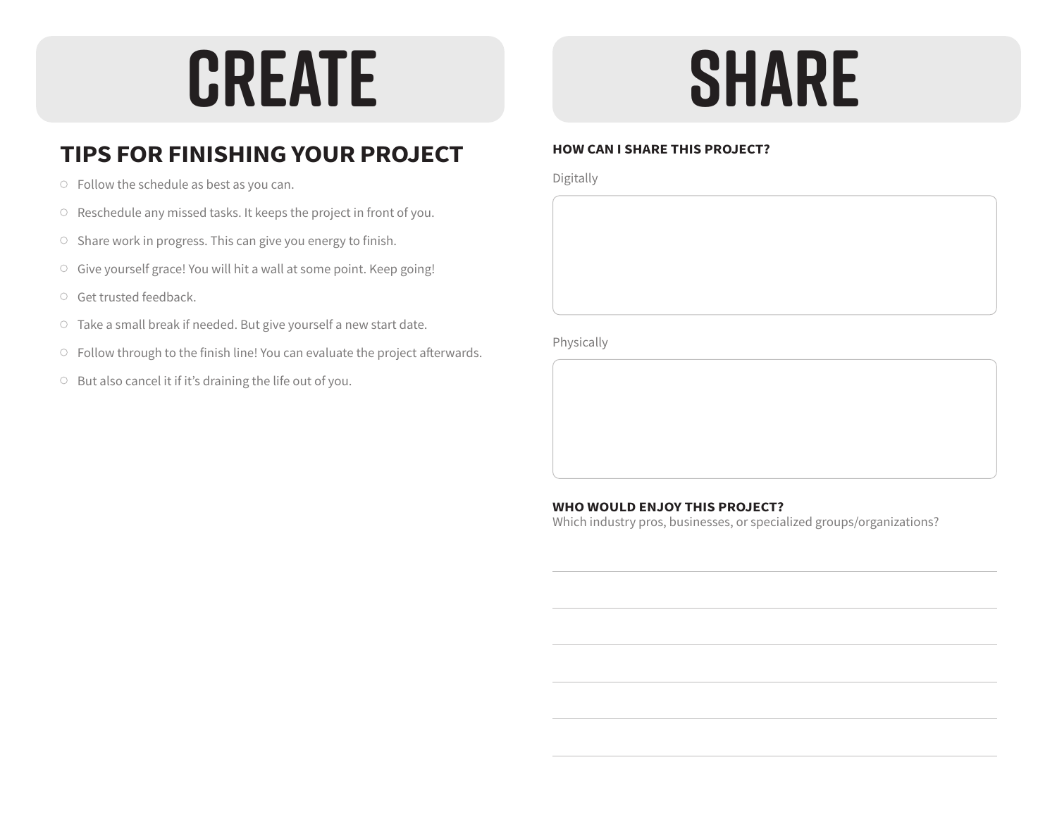# CREATE

## TIPS FOR FINISHING YOUR PROJECT

- Follow the schedule as best as you can.
- Reschedule any missed tasks. It keeps the project in front of you.
- Share work in progress. This can give you energy to finish.
- Give yourself grace! You will hit a wall at some point. Keep going!
- Get trusted feedback.
- Take a small break if needed. But give yourself a new start date.
- Follow through to the finish line! You can evaluate the project afterwards.
- But also cancel it if it's draining the life out of you.

# SHARE

**HOW CAN I SHARE THIS PROJECT?**

Digitally

Physically

**WHO WOULD ENJOY THIS PROJECT?**

Which industry pros, businesses, or specialized groups/organizations?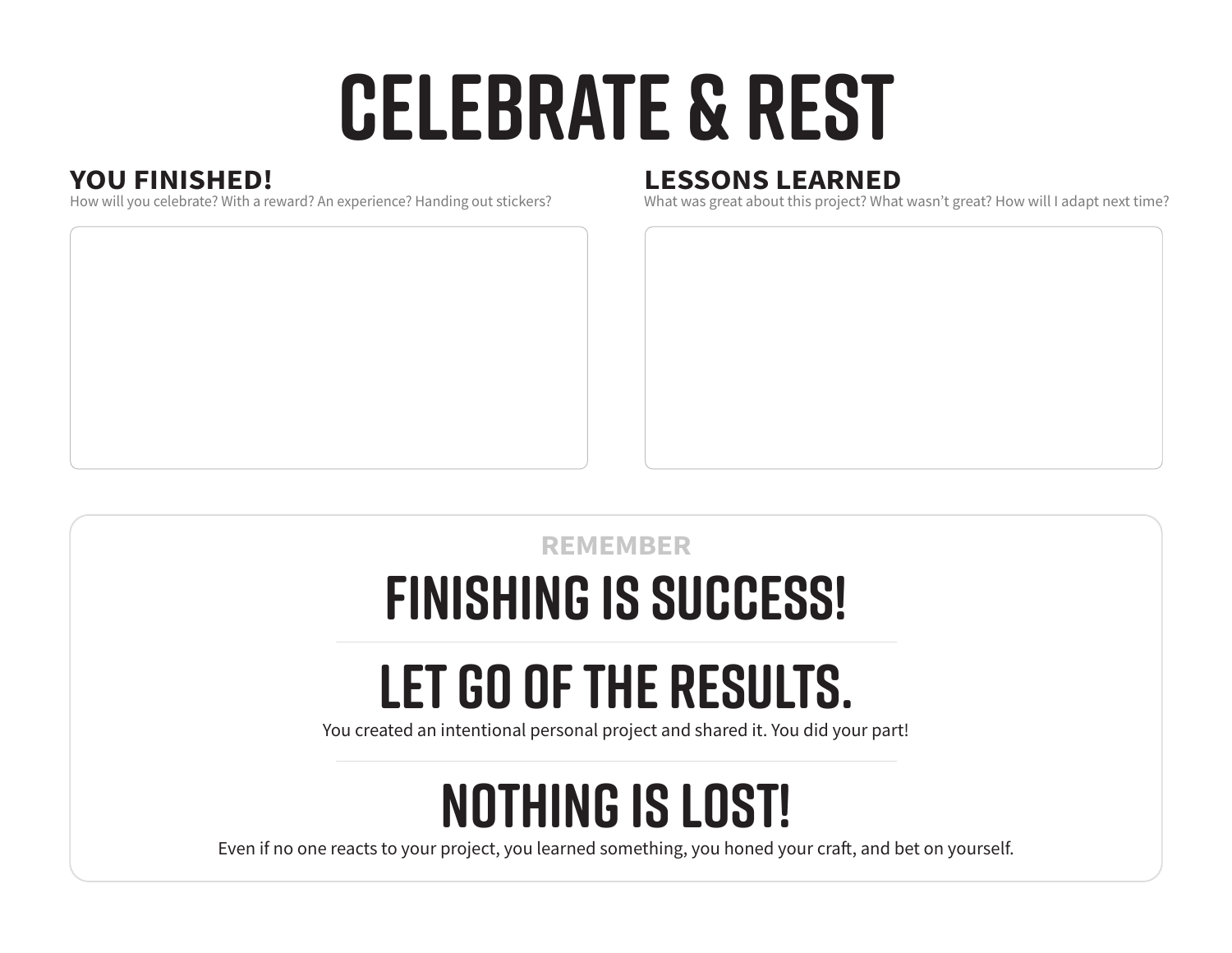# CELEBRATE & REST

## YOU FINISHED!

How will you celebrate? With a reward? An experience? Handing out stickers?

## LESSONS LEARNED

What was great about this project? What wasn't great? How will I adapt next time?

REMEMBER

## FINISHING IS SUCCESS!

---

## LET GO OF THE RESULTS.

You created an intentional personal project and shared it. You did your part!

---

## NOTHING IS LOST!

Even if no one reacts to your project, you learned something, you honed your craft, and bet on yourself.